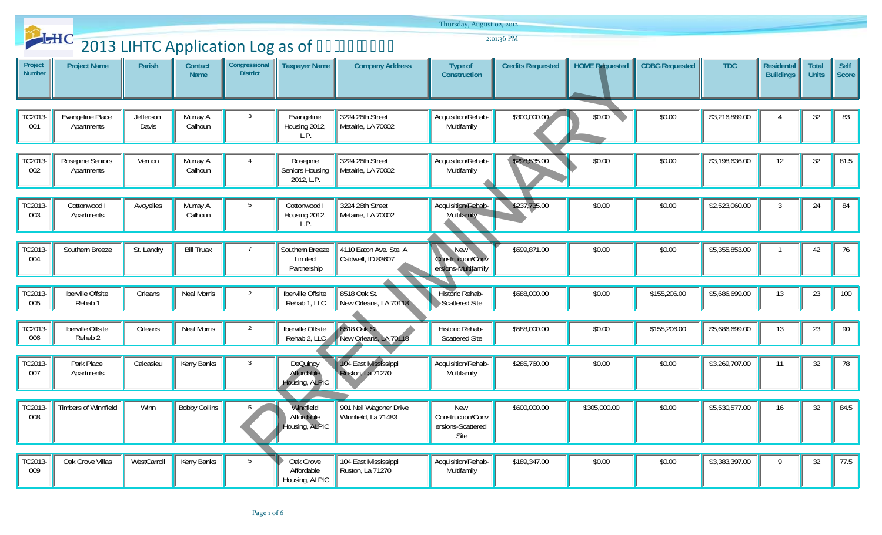# 2013 LIHTC Application Log as of 

Thursday, August 02, 2012

2:01:36 PM

| Project Number | Project Name | Parish | Contact Name | Congressional District | Taxpayer Name | Company Address | Type of Construction | Credits Requested | HOME Requested | CDBG Requested | TDC | Residental Buildings | Total Units | Self Score |
|---|---|---|---|---|---|---|---|---|---|---|---|---|---|---|
| TC2013-001 | Evangeline Place Apartments | Jefferson Davis | Murray A. Calhoun | 3 | Evangeline Housing 2012, L.P. | 3224 26th Street Metairie, LA 70002 | Acquisition/Rehab-Multifamily | $300,000.00 | $0.00 | $0.00 | $3,216,889.00 | 4 | 32 | 83 |
| TC2013-002 | Rosepine Seniors Apartments | Vernon | Murray A. Calhoun | 4 | Rosepine Seniors Housing 2012, L.P. | 3224 26th Street Metairie, LA 70002 | Acquisition/Rehab-Multifamily | $298,535.00 | $0.00 | $0.00 | $3,198,636.00 | 12 | 32 | 81.5 |
| TC2013-003 | Cottonwood I Apartments | Avoyelles | Murray A. Calhoun | 5 | Cottonwood I Housing 2012, L.P. | 3224 26th Street Metairie, LA 70002 | Acquisition/Rehab-Multifamily | $237,735.00 | $0.00 | $0.00 | $2,523,060.00 | 3 | 24 | 84 |
| TC2013-004 | Southern Breeze | St. Landry | Bill Truax | 7 | Southern Breeze Limited Partnership | 4110 Eaton Ave. Ste. A Caldwell, ID 83607 | New Construction/Conversions-Multifamily | $599,871.00 | $0.00 | $0.00 | $5,355,853.00 | 1 | 42 | 76 |
| TC2013-005 | Iberville Offsite Rehab 1 | Orleans | Neal Morris | 2 | Iberville Offsite Rehab 1, LLC | 8518 Oak St. New Orleans, LA 70118 | Historic Rehab-Scattered Site | $588,000.00 | $0.00 | $155,206.00 | $5,686,699.00 | 13 | 23 | 100 |
| TC2013-006 | Iberville Offsite Rehab 2 | Orleans | Neal Morris | 2 | Iberville Offsite Rehab 2, LLC | 8518 Oak St. New Orleans, LA 70118 | Historic Rehab-Scattered Site | $588,000.00 | $0.00 | $155,206.00 | $5,686,699.00 | 13 | 23 | 90 |
| TC2013-007 | Park Place Apartments | Calcasieu | Kerry Banks | 3 | DeQuincy Affordable Housing, ALPIC | 104 East Mississippi Ruston, La 71270 | Acquisition/Rehab-Multifamily | $285,760.00 | $0.00 | $0.00 | $3,269,707.00 | 11 | 32 | 78 |
| TC2013-008 | Timbers of Winnfield | Winn | Bobby Collins | 5 | Winnfield Affordable Housing, ALPIC | 901 Neil Wagoner Drive Winnfield, La 71483 | New Construction/Conversions-Scattered Site | $600,000.00 | $305,000.00 | $0.00 | $5,530,577.00 | 16 | 32 | 84.5 |
| TC2013-009 | Oak Grove Villas | WestCarroll | Kerry Banks | 5 | Oak Grove Affordable Housing, ALPIC | 104 East Mississippi Ruston, La 71270 | Acquisition/Rehab-Multifamily | $189,347.00 | $0.00 | $0.00 | $3,383,397.00 | 9 | 32 | 77.5 |

PRELIMINARY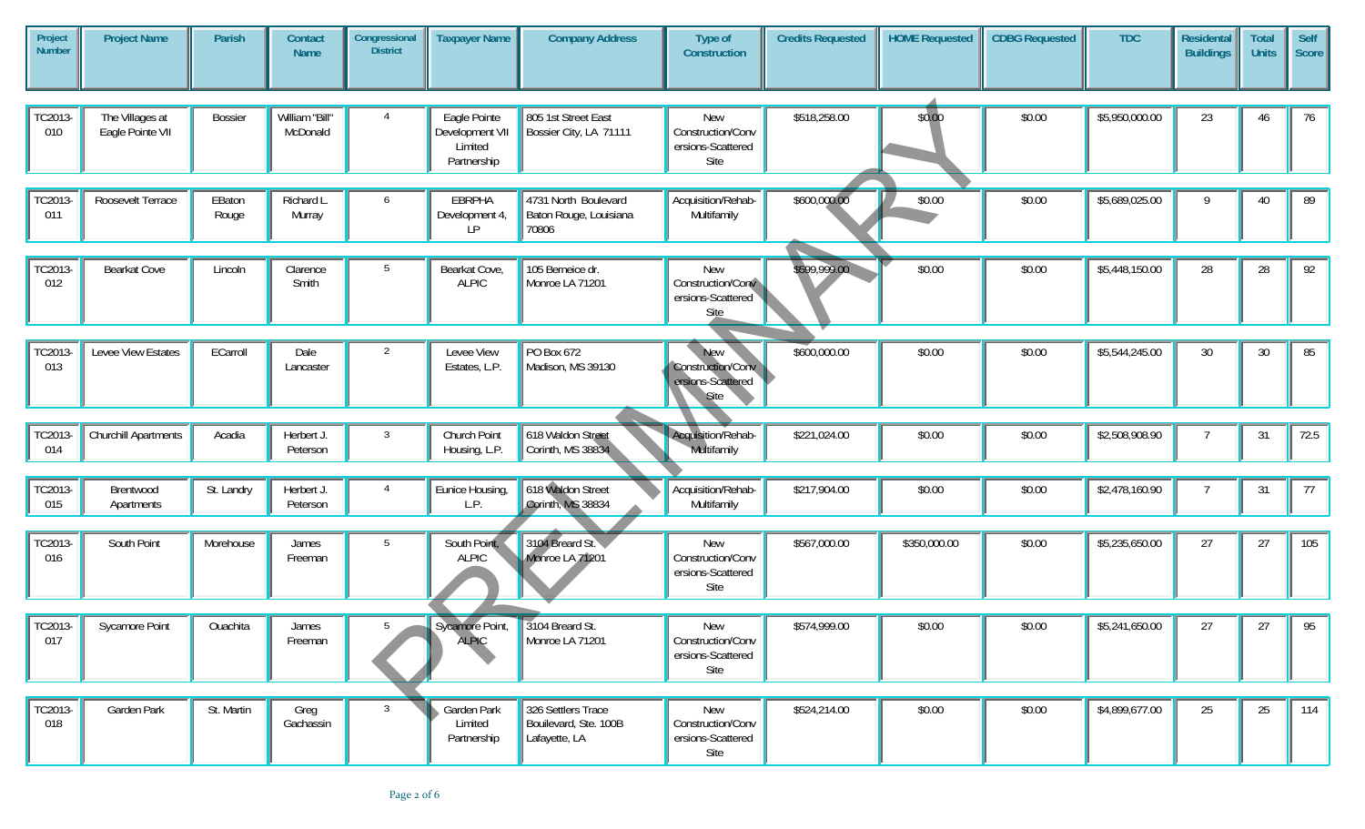| Project Number | Project Name | Parish | Contact Name | Congressional District | Taxpayer Name | Company Address | Type of Construction | Credits Requested | HOME Requested | CDBG Requested | TDC | Residental Buildings | Total Units | Self Score |
|---|---|---|---|---|---|---|---|---|---|---|---|---|---|---|
| TC2013-010 | The Villages at Eagle Pointe VII | Bossier | William "Bill" McDonald | 4 | Eagle Pointe Development VII Limited Partnership | 805 1st Street East Bossier City, LA 71111 | New Construction/Conversions-Scattered Site | $518,258.00 | $0.00 | $0.00 | $5,950,000.00 | 23 | 46 | 76 |
| TC2013-011 | Roosevelt Terrace | EBaton Rouge | Richard L. Murray | 6 | EBRPHA Development 4, LP | 4731 North Boulevard Baton Rouge, Louisiana 70806 | Acquisition/Rehab-Multifamily | $600,000.00 | $0.00 | $0.00 | $5,689,025.00 | 9 | 40 | 89 |
| TC2013-012 | Bearkat Cove | Lincoln | Clarence Smith | 5 | Bearkat Cove, ALPIC | 105 Berneice dr. Monroe LA 71201 | New Construction/Conversions-Scattered Site | $599,999.00 | $0.00 | $0.00 | $5,448,150.00 | 28 | 28 | 92 |
| TC2013-013 | Levee View Estates | ECarroll | Dale Lancaster | 2 | Levee View Estates, L.P. | PO Box 672 Madison, MS 39130 | New Construction/Conversions-Scattered Site | $600,000.00 | $0.00 | $0.00 | $5,544,245.00 | 30 | 30 | 85 |
| TC2013-014 | Churchill Apartments | Acadia | Herbert J. Peterson | 3 | Church Point Housing, L.P. | 618 Waldon Street Corinth, MS 38834 | Acquisition/Rehab-Multifamily | $221,024.00 | $0.00 | $0.00 | $2,508,908.90 | 7 | 31 | 72.5 |
| TC2013-015 | Brentwood Apartments | St. Landry | Herbert J. Peterson | 4 | Eunice Housing, L.P. | 618 Waldon Street Corinth, MS 38834 | Acquisition/Rehab-Multifamily | $217,904.00 | $0.00 | $0.00 | $2,478,160.90 | 7 | 31 | 77 |
| TC2013-016 | South Point | Morehouse | James Freeman | 5 | South Point, ALPIC | 3104 Breard St. Monroe LA 71201 | New Construction/Conversions-Scattered Site | $567,000.00 | $350,000.00 | $0.00 | $5,235,650.00 | 27 | 27 | 105 |
| TC2013-017 | Sycamore Point | Ouachita | James Freeman | 5 | Sycamore Point, ALPIC | 3104 Breard St. Monroe LA 71201 | New Construction/Conversions-Scattered Site | $574,999.00 | $0.00 | $0.00 | $5,241,650.00 | 27 | 27 | 95 |
| TC2013-018 | Garden Park | St. Martin | Greg Gachassin | 3 | Garden Park Limited Partnership | 326 Settlers Trace Boulevard, Ste. 100B Lafayette, LA | New Construction/Conversions-Scattered Site | $524,214.00 | $0.00 | $0.00 | $4,899,677.00 | 25 | 25 | 114 |

PRELIMINARY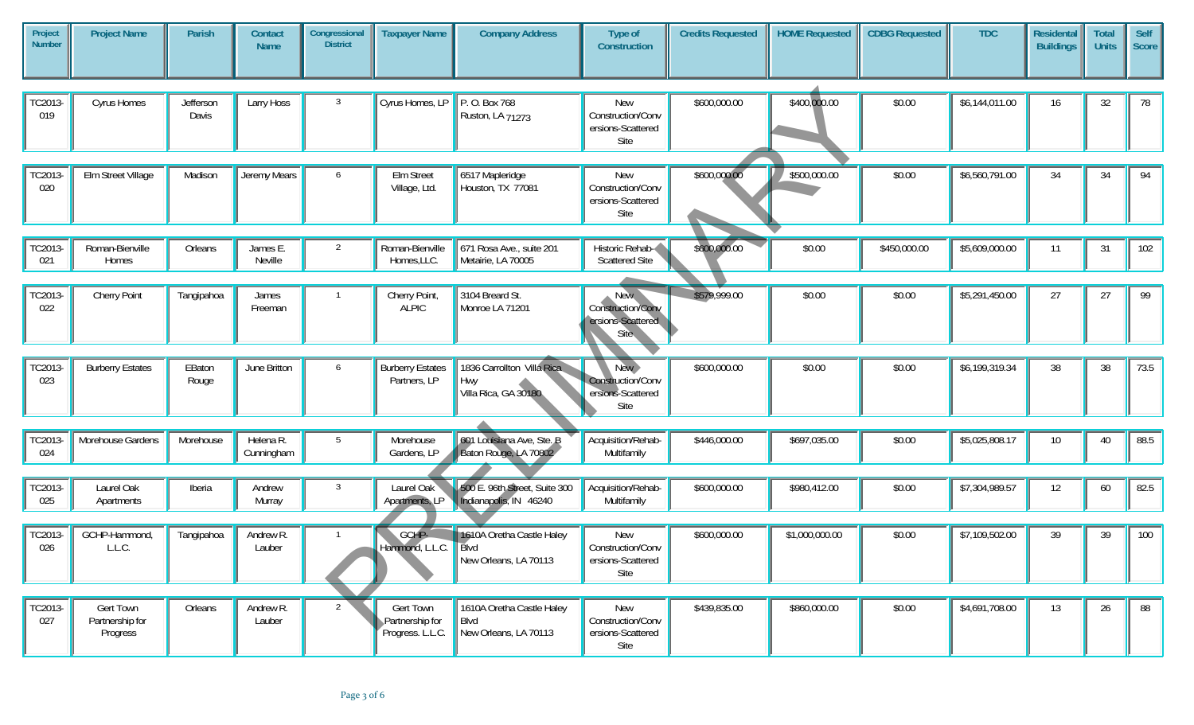| Project Number | Project Name | Parish | Contact Name | Congressional District | Taxpayer Name | Company Address | Type of Construction | Credits Requested | HOME Requested | CDBG Requested | TDC | Residental Buildings | Total Units | Self Score |
|---|---|---|---|---|---|---|---|---|---|---|---|---|---|---|
| TC2013-019 | Cyrus Homes | Jefferson Davis | Larry Hoss | 3 | Cyrus Homes, LP | P. O. Box 768 Ruston, LA 71273 | New Construction/Conversions-Scattered Site | $600,000.00 | $400,000.00 | $0.00 | $6,144,011.00 | 16 | 32 | 78 |
| TC2013-020 | Elm Street Village | Madison | Jeremy Mears | 6 | Elm Street Village, Ltd. | 6517 Mapleridge Houston, TX 77081 | New Construction/Conversions-Scattered Site | $600,000.00 | $500,000.00 | $0.00 | $6,560,791.00 | 34 | 34 | 94 |
| TC2013-021 | Roman-Bienville Homes | Orleans | James E. Neville | 2 | Roman-Bienville Homes,LLC. | 671 Rosa Ave., suite 201 Metairie, LA 70005 | Historic Rehab-Scattered Site | $600,000.00 | $0.00 | $450,000.00 | $5,609,000.00 | 11 | 31 | 102 |
| TC2013-022 | Cherry Point | Tangipahoa | James Freeman | 1 | Cherry Point, ALPIC | 3104 Breard St. Monroe LA 71201 | New Construction/Conversions-Scattered Site | $579,999.00 | $0.00 | $0.00 | $5,291,450.00 | 27 | 27 | 99 |
| TC2013-023 | Burberry Estates | EBaton Rouge | June Britton | 6 | Burberry Estates Partners, LP | 1836 Carrollton Villa Rica Hwy Villa Rica, GA 30180 | New Construction/Conversions-Scattered Site | $600,000.00 | $0.00 | $0.00 | $6,199,319.34 | 38 | 38 | 73.5 |
| TC2013-024 | Morehouse Gardens | Morehouse | Helena R. Cunningham | 5 | Morehouse Gardens, LP | 601 Louisiana Ave, Ste. B Baton Rouge, LA 70802 | Acquisition/Rehab-Multifamily | $446,000.00 | $697,035.00 | $0.00 | $5,025,808.17 | 10 | 40 | 88.5 |
| TC2013-025 | Laurel Oak Apartments | Iberia | Andrew Murray | 3 | Laurel Oak Apartments, LP | 500 E. 96th Street, Suite 300 Indianapolis, IN 46240 | Acquisition/Rehab-Multifamily | $600,000.00 | $980,412.00 | $0.00 | $7,304,989.57 | 12 | 60 | 82.5 |
| TC2013-026 | GCHP-Hammond, L.L.C. | Tangipahoa | Andrew R. Lauber | 1 | GCHP-Hammond, L.L.C. | 1610A Oretha Castle Haley Blvd New Orleans, LA 70113 | New Construction/Conversions-Scattered Site | $600,000.00 | $1,000,000.00 | $0.00 | $7,109,502.00 | 39 | 39 | 100 |
| TC2013-027 | Gert Town Partnership for Progress | Orleans | Andrew R. Lauber | 2 | Gert Town Partnership for Progress. L.L.C. | 1610A Oretha Castle Haley Blvd New Orleans, LA 70113 | New Construction/Conversions-Scattered Site | $439,835.00 | $860,000.00 | $0.00 | $4,691,708.00 | 13 | 26 | 88 |

PRELIMINARY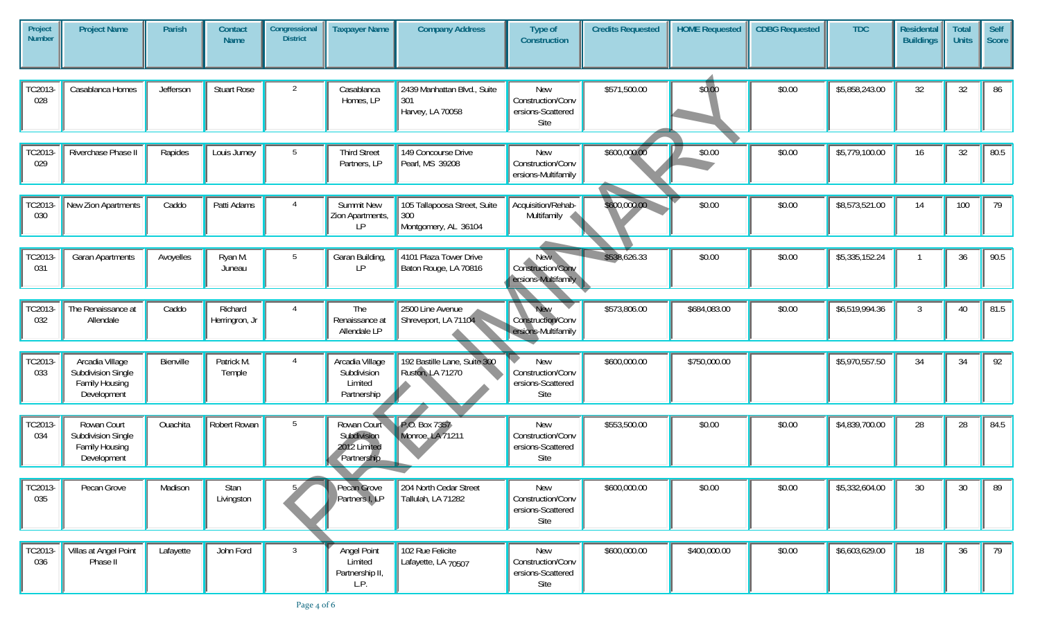| Project Number | Project Name | Parish | Contact Name | Congressional District | Taxpayer Name | Company Address | Type of Construction | Credits Requested | HOME Requested | CDBG Requested | TDC | Residental Buildings | Total Units | Self Score |
|---|---|---|---|---|---|---|---|---|---|---|---|---|---|---|
| TC2013-028 | Casablanca Homes | Jefferson | Stuart Rose | 2 | Casablanca Homes, LP | 2439 Manhattan Blvd., Suite 301 Harvey, LA 70058 | New Construction/Conversions-Scattered Site | $571,500.00 | $0.00 | $0.00 | $5,858,243.00 | 32 | 32 | 86 |
| TC2013-029 | Riverchase Phase II | Rapides | Louis Jurney | 5 | Third Street Partners, LP | 149 Concourse Drive Pearl, MS 39208 | New Construction/Conversions-Multifamily | $600,000.00 | $0.00 | $0.00 | $5,779,100.00 | 16 | 32 | 80.5 |
| TC2013-030 | New Zion Apartments | Caddo | Patti Adams | 4 | Summit New Zion Apartments, LP | 105 Tallapoosa Street, Suite 300 Montgomery, AL 36104 | Acquisition/Rehab-Multifamily | $600,000.00 | $0.00 | $0.00 | $8,573,521.00 | 14 | 100 | 79 |
| TC2013-031 | Garan Apartments | Avoyelles | Ryan M. Juneau | 5 | Garan Building, LP | 4101 Plaza Tower Drive Baton Rouge, LA 70816 | New Construction/Conversions-Multifamily | $538,626.33 | $0.00 | $0.00 | $5,335,152.24 | 1 | 36 | 90.5 |
| TC2013-032 | The Renaissance at Allendale | Caddo | Richard Herrington, Jr | 4 | The Renaissance at Allendale LP | 2500 Line Avenue Shreveport, LA 71104 | New Construction/Conversions-Multifamily | $573,806.00 | $684,083.00 | $0.00 | $6,519,994.36 | 3 | 40 | 81.5 |
| TC2013-033 | Arcadia Village Subdivision Single Family Housing Development | Bienville | Patrick M. Temple | 4 | Arcadia Village Subdivision Limited Partnership | 192 Bastille Lane, Suite 300 Ruston, LA 71270 | New Construction/Conversions-Scattered Site | $600,000.00 | $750,000.00 | | $5,970,557.50 | 34 | 34 | 92 |
| TC2013-034 | Rowan Court Subdivision Single Family Housing Development | Ouachita | Robert Rowan | 5 | Rowan Court Subdivision 2012 Limited Partnership | P.O. Box 7357 Monroe, LA 71211 | New Construction/Conversions-Scattered Site | $553,500.00 | $0.00 | $0.00 | $4,839,700.00 | 28 | 28 | 84.5 |
| TC2013-035 | Pecan Grove | Madison | Stan Livingston | 5 | Pecan Grove Partners I, LP | 204 North Cedar Street Tallulah, LA 71282 | New Construction/Conversions-Scattered Site | $600,000.00 | $0.00 | $0.00 | $5,332,604.00 | 30 | 30 | 89 |
| TC2013-036 | Villas at Angel Point Phase II | Lafayette | John Ford | 3 | Angel Point Limited Partnership II, L.P. | 102 Rue Felicite Lafayette, LA 70507 | New Construction/Conversions-Scattered Site | $600,000.00 | $400,000.00 | $0.00 | $6,603,629.00 | 18 | 36 | 79 |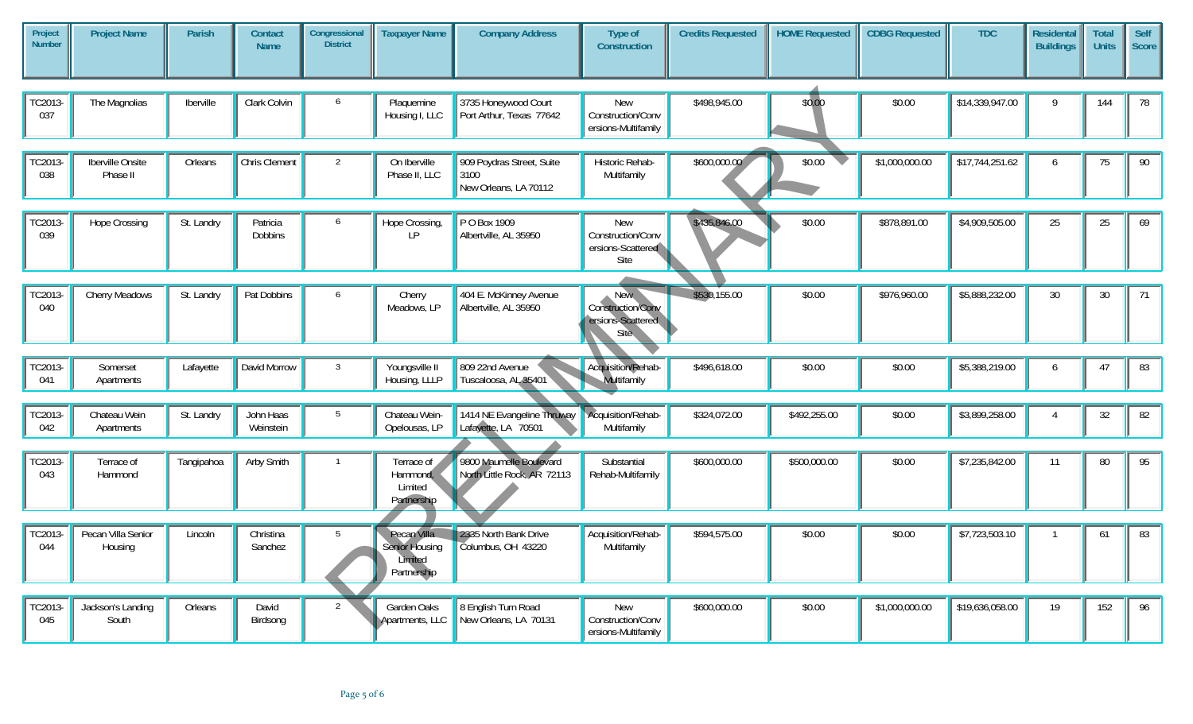| Project Number | Project Name | Parish | Contact Name | Congressional District | Taxpayer Name | Company Address | Type of Construction | Credits Requested | HOME Requested | CDBG Requested | TDC | Residental Buildings | Total Units | Self Score |
|---|---|---|---|---|---|---|---|---|---|---|---|---|---|---|
| TC2013-037 | The Magnolias | Iberville | Clark Colvin | 6 | Plaquemine Housing I, LLC | 3735 Honeywood Court Port Arthur, Texas 77642 | New Construction/Conversions-Multifamily | $498,945.00 | $0.00 | $0.00 | $14,339,947.00 | 9 | 144 | 78 |
| TC2013-038 | Iberville Onsite Phase II | Orleans | Chris Clement | 2 | On Iberville Phase II, LLC | 909 Poydras Street, Suite 3100 New Orleans, LA 70112 | Historic Rehab-Multifamily | $600,000.00 | $0.00 | $1,000,000.00 | $17,744,251.62 | 6 | 75 | 90 |
| TC2013-039 | Hope Crossing | St. Landry | Patricia Dobbins | 6 | Hope Crossing, LP | P O Box 1909 Albertville, AL 35950 | New Construction/Conversions-Scattered Site | $435,846.00 | $0.00 | $878,891.00 | $4,909,505.00 | 25 | 25 | 69 |
| TC2013-040 | Cherry Meadows | St. Landry | Pat Dobbins | 6 | Cherry Meadows, LP | 404 E. McKinney Avenue Albertville, AL 35950 | New Construction/Conversions-Scattered Site | $530,155.00 | $0.00 | $976,960.00 | $5,888,232.00 | 30 | 30 | 71 |
| TC2013-041 | Somerset Apartments | Lafayette | David Morrow | 3 | Youngsville II Housing, LLLP | 809 22nd Avenue Tuscaloosa, AL 35401 | Acquisition/Rehab-Multifamily | $496,618.00 | $0.00 | $0.00 | $5,388,219.00 | 6 | 47 | 83 |
| TC2013-042 | Chateau Wein Apartments | St. Landry | John Haas Weinstein | 5 | Chateau Wein-Opelousas, LP | 1414 NE Evangeline Thruway Lafayette, LA 70501 | Acquisition/Rehab-Multifamily | $324,072.00 | $492,255.00 | $0.00 | $3,899,258.00 | 4 | 32 | 82 |
| TC2013-043 | Terrace of Hammond | Tangipahoa | Arby Smith | 1 | Terrace of Hammond, Limited Partnership | 9800 Maumelle Boulevard North Little Rock, AR 72113 | Substantial Rehab-Multifamily | $600,000.00 | $500,000.00 | $0.00 | $7,235,842.00 | 11 | 80 | 95 |
| TC2013-044 | Pecan Villa Senior Housing | Lincoln | Christina Sanchez | 5 | Pecan Villa Senior Housing Limited Partnership | 2335 North Bank Drive Columbus, OH 43220 | Acquisition/Rehab-Multifamily | $594,575.00 | $0.00 | $0.00 | $7,723,503.10 | 1 | 61 | 83 |
| TC2013-045 | Jackson's Landing South | Orleans | David Birdsong | 2 | Garden Oaks Apartments, LLC | 8 English Turn Road New Orleans, LA 70131 | New Construction/Conversions-Multifamily | $600,000.00 | $0.00 | $1,000,000.00 | $19,636,058.00 | 19 | 152 | 96 |

PRELIMINARY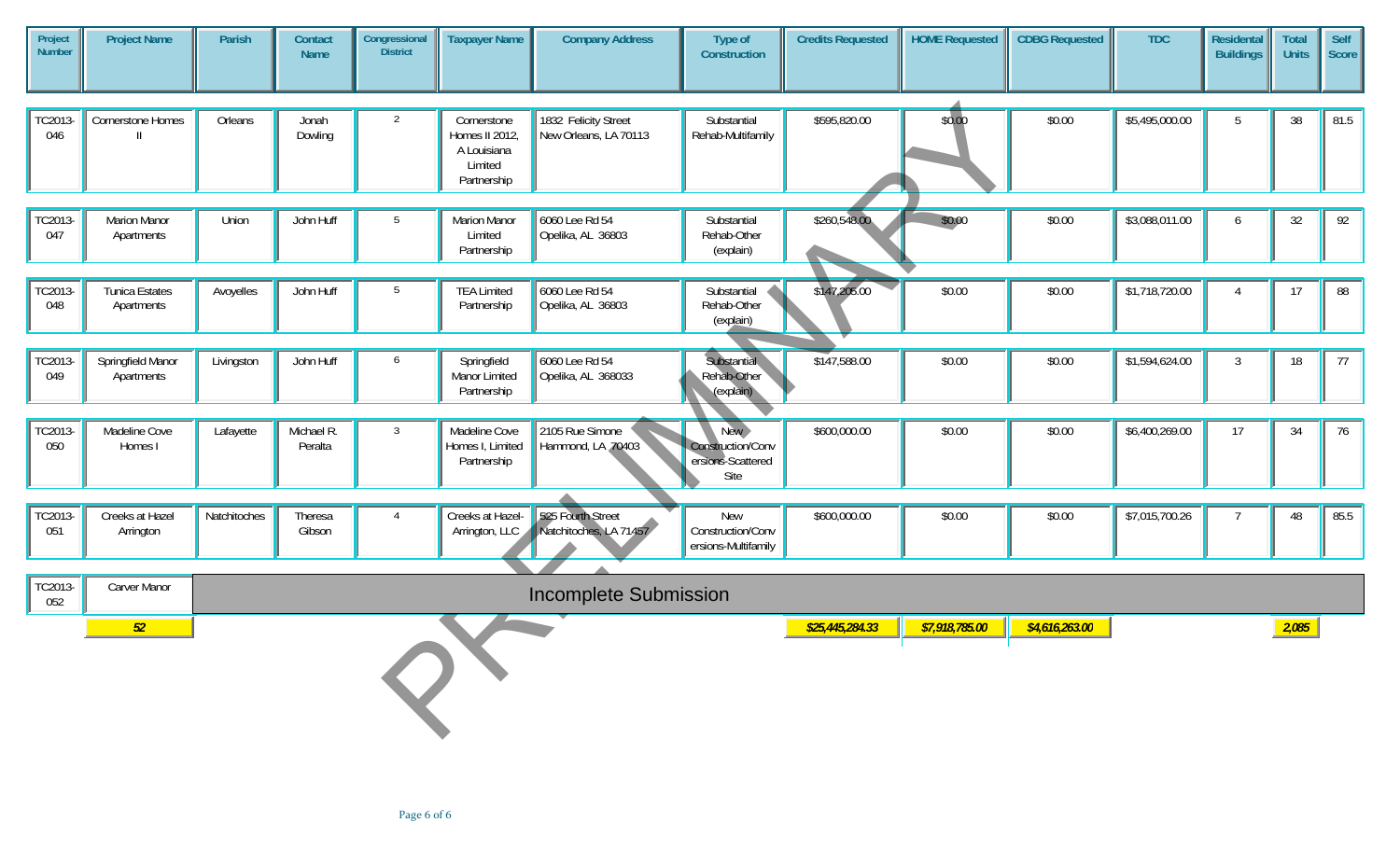| Project Number | Project Name | Parish | Contact Name | Congressional District | Taxpayer Name | Company Address | Type of Construction | Credits Requested | HOME Requested | CDBG Requested | TDC | Residential Buildings | Total Units | Self Score |
|---|---|---|---|---|---|---|---|---|---|---|---|---|---|---|
| TC2013-046 | Cornerstone Homes II | Orleans | Jonah Dowling | 2 | Cornerstone Homes II 2012, A Louisiana Limited Partnership | 1832 Felicity Street New Orleans, LA 70113 | Substantial Rehab-Multifamily | $595,820.00 | $0.00 | $0.00 | $5,495,000.00 | 5 | 38 | 81.5 |
| TC2013-047 | Marion Manor Apartments | Union | John Huff | 5 | Marion Manor Limited Partnership | 6060 Lee Rd 54 Opelika, AL 36803 | Substantial Rehab-Other (explain) | $260,548.00 | $0.00 | $0.00 | $3,088,011.00 | 6 | 32 | 92 |
| TC2013-048 | Tunica Estates Apartments | Avoyelles | John Huff | 5 | TEA Limited Partnership | 6060 Lee Rd 54 Opelika, AL 36803 | Substantial Rehab-Other (explain) | $147,205.00 | $0.00 | $0.00 | $1,718,720.00 | 4 | 17 | 88 |
| TC2013-049 | Springfield Manor Apartments | Livingston | John Huff | 6 | Springfield Manor Limited Partnership | 6060 Lee Rd 54 Opelika, AL 368033 | Substantial Rehab-Other (explain) | $147,588.00 | $0.00 | $0.00 | $1,594,624.00 | 3 | 18 | 77 |
| TC2013-050 | Madeline Cove Homes I | Lafayette | Michael R. Peralta | 3 | Madeline Cove Homes I, Limited Partnership | 2105 Rue Simone Hammond, LA 70403 | New Construction/Conversions-Scattered Site | $600,000.00 | $0.00 | $0.00 | $6,400,269.00 | 17 | 34 | 76 |
| TC2013-051 | Creeks at Hazel Arrington | Natchitoches | Theresa Gibson | 4 | Creeks at Hazel-Arrington, LLC | 525 Fourth Street Natchitoches, LA 71457 | New Construction/Conversions-Multifamily | $600,000.00 | $0.00 | $0.00 | $7,015,700.26 | 7 | 48 | 85.5 |
| TC2013-052 | Carver Manor | Incomplete Submission | | | | | | | | | | | | |
| | 52 | | | | | | | $25,445,284.33 | $7,918,785.00 | $4,616,263.00 | | | 2,085 | |

PRELIMINARY